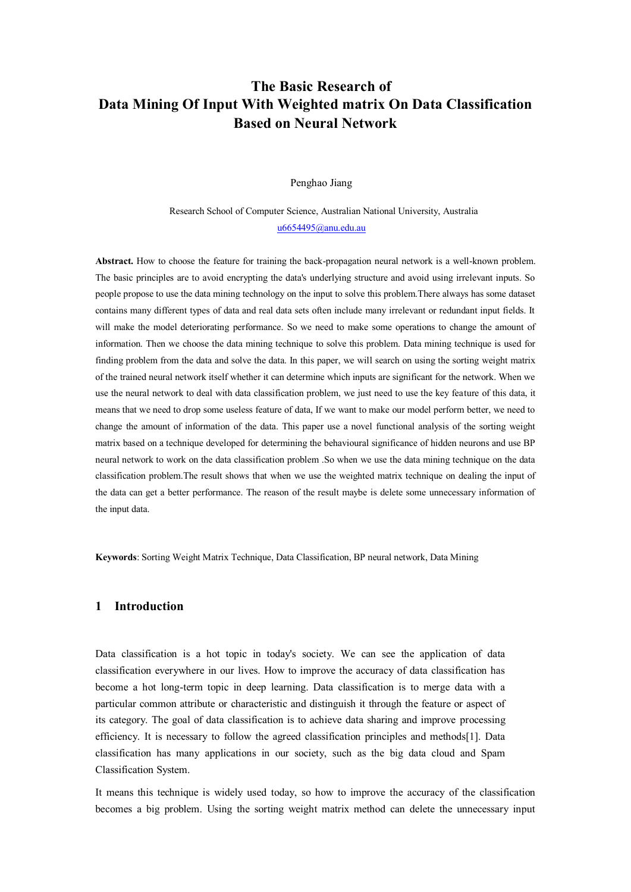# The Basic Research of Data Mining Of Input With Weighted matrix On Data Classification Based on Neural Network

Penghao Jiang

Research School of Computer Science, Australian National University, Australia
u6654495@anu.edu.au

**Abstract.** How to choose the feature for training the back-propagation neural network is a well-known problem. The basic principles are to avoid encrypting the data's underlying structure and avoid using irrelevant inputs. So people propose to use the data mining technology on the input to solve this problem.There always has some dataset contains many different types of data and real data sets often include many irrelevant or redundant input fields. It will make the model deteriorating performance. So we need to make some operations to change the amount of information. Then we choose the data mining technique to solve this problem. Data mining technique is used for finding problem from the data and solve the data. In this paper, we will search on using the sorting weight matrix of the trained neural network itself whether it can determine which inputs are significant for the network. When we use the neural network to deal with data classification problem, we just need to use the key feature of this data, it means that we need to drop some useless feature of data, If we want to make our model perform better, we need to change the amount of information of the data. This paper use a novel functional analysis of the sorting weight matrix based on a technique developed for determining the behavioural significance of hidden neurons and use BP neural network to work on the data classification problem .So when we use the data mining technique on the data classification problem.The result shows that when we use the weighted matrix technique on dealing the input of the data can get a better performance. The reason of the result maybe is delete some unnecessary information of the input data.

**Keywords**: Sorting Weight Matrix Technique, Data Classification, BP neural network, Data Mining

## 1 Introduction

Data classification is a hot topic in today's society. We can see the application of data classification everywhere in our lives. How to improve the accuracy of data classification has become a hot long-term topic in deep learning. Data classification is to merge data with a particular common attribute or characteristic and distinguish it through the feature or aspect of its category. The goal of data classification is to achieve data sharing and improve processing efficiency. It is necessary to follow the agreed classification principles and methods[1]. Data classification has many applications in our society, such as the big data cloud and Spam Classification System.

It means this technique is widely used today, so how to improve the accuracy of the classification becomes a big problem. Using the sorting weight matrix method can delete the unnecessary input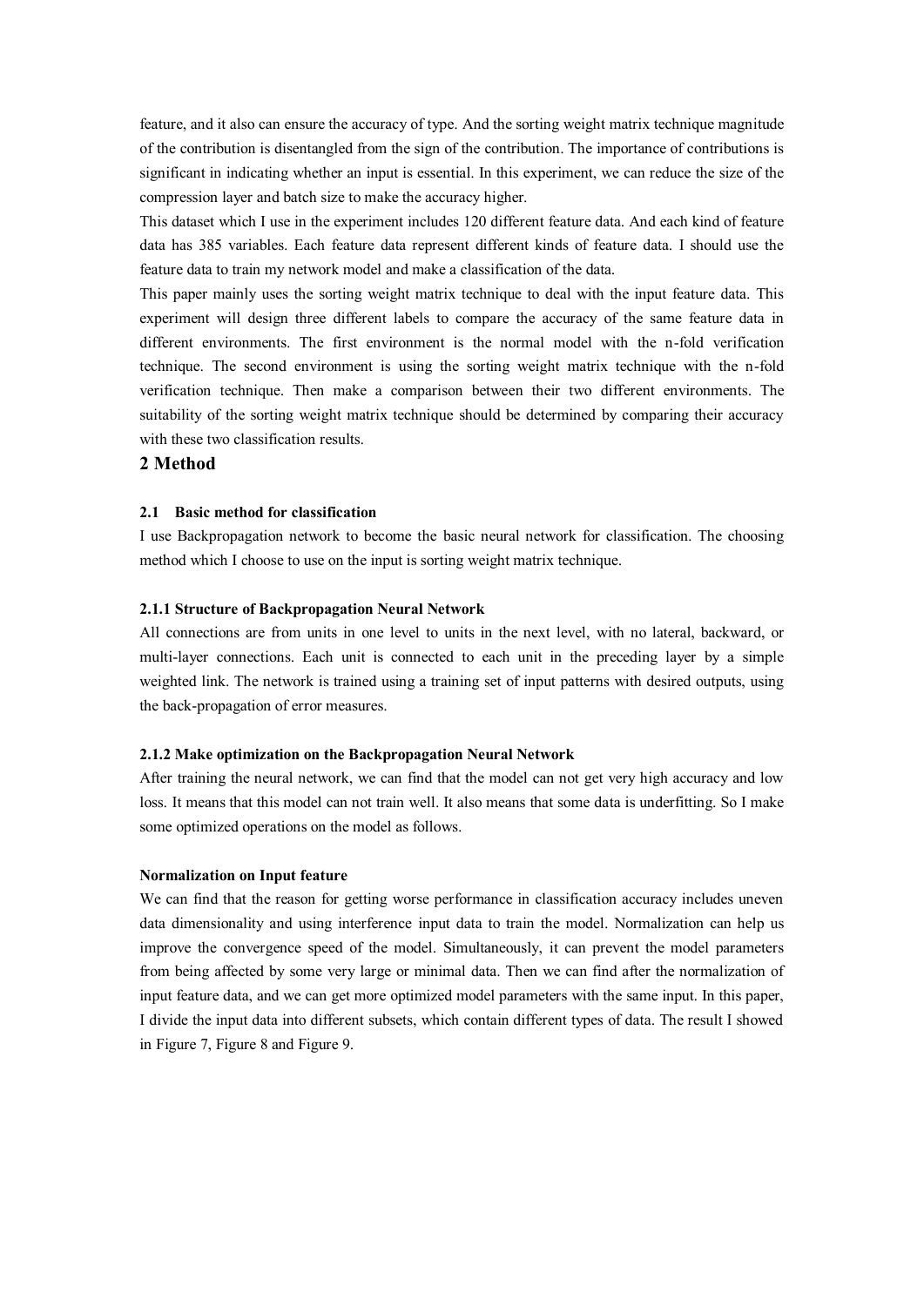feature, and it also can ensure the accuracy of type. And the sorting weight matrix technique magnitude of the contribution is disentangled from the sign of the contribution. The importance of contributions is significant in indicating whether an input is essential. In this experiment, we can reduce the size of the compression layer and batch size to make the accuracy higher.

This dataset which I use in the experiment includes 120 different feature data. And each kind of feature data has 385 variables. Each feature data represent different kinds of feature data. I should use the feature data to train my network model and make a classification of the data.

This paper mainly uses the sorting weight matrix technique to deal with the input feature data. This experiment will design three different labels to compare the accuracy of the same feature data in different environments. The first environment is the normal model with the n-fold verification technique. The second environment is using the sorting weight matrix technique with the n-fold verification technique. Then make a comparison between their two different environments. The suitability of the sorting weight matrix technique should be determined by comparing their accuracy with these two classification results.

## 2 Method

### 2.1 Basic method for classification

I use Backpropagation network to become the basic neural network for classification. The choosing method which I choose to use on the input is sorting weight matrix technique.

#### 2.1.1 Structure of Backpropagation Neural Network

All connections are from units in one level to units in the next level, with no lateral, backward, or multi-layer connections. Each unit is connected to each unit in the preceding layer by a simple weighted link. The network is trained using a training set of input patterns with desired outputs, using the back-propagation of error measures.

#### 2.1.2 Make optimization on the Backpropagation Neural Network

After training the neural network, we can find that the model can not get very high accuracy and low loss. It means that this model can not train well. It also means that some data is underfitting. So I make some optimized operations on the model as follows.

**Normalization on Input feature**

We can find that the reason for getting worse performance in classification accuracy includes uneven data dimensionality and using interference input data to train the model. Normalization can help us improve the convergence speed of the model. Simultaneously, it can prevent the model parameters from being affected by some very large or minimal data. Then we can find after the normalization of input feature data, and we can get more optimized model parameters with the same input. In this paper, I divide the input data into different subsets, which contain different types of data. The result I showed in Figure 7, Figure 8 and Figure 9.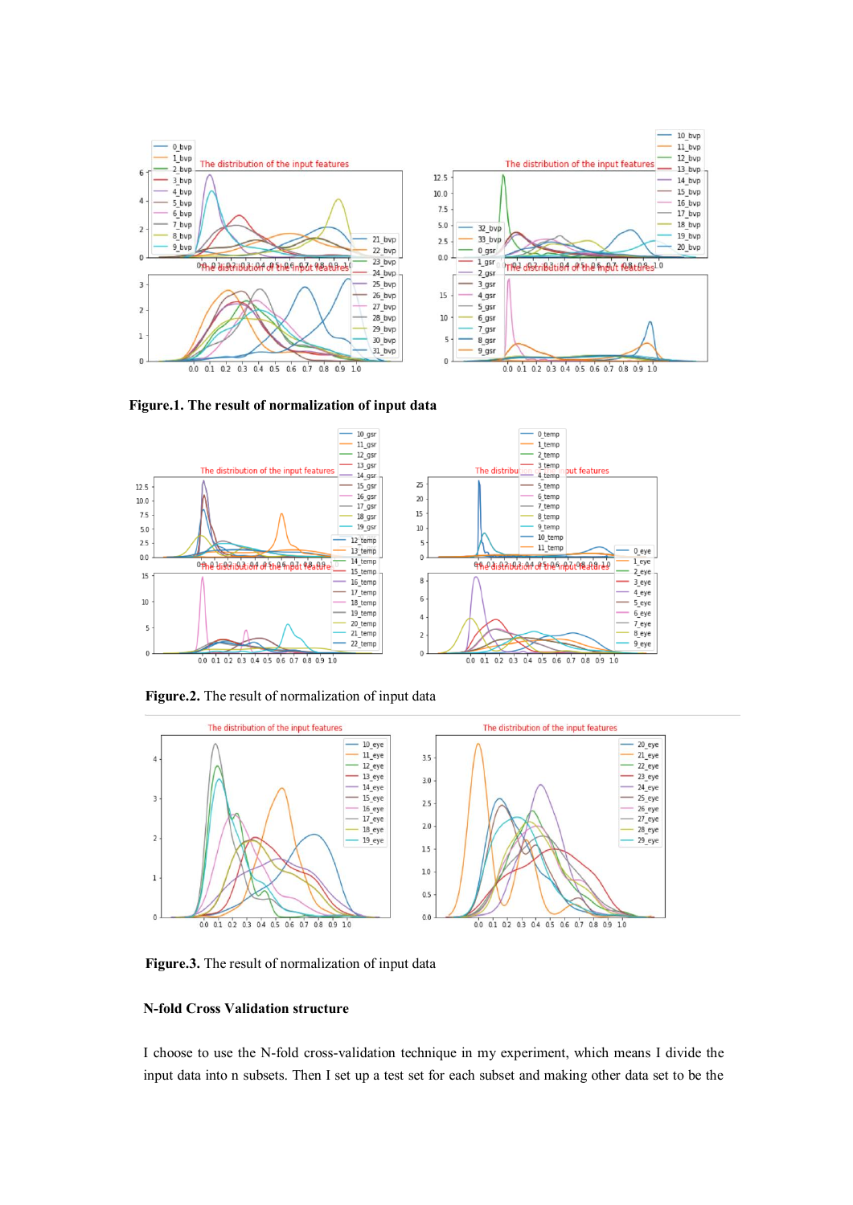**Figure.1. The result of normalization of input data**

**Figure.2.** The result of normalization of input data

**Figure.3.** The result of normalization of input data

**N-fold Cross Validation structure**

I choose to use the N-fold cross-validation technique in my experiment, which means I divide the input data into n subsets. Then I set up a test set for each subset and making other data set to be the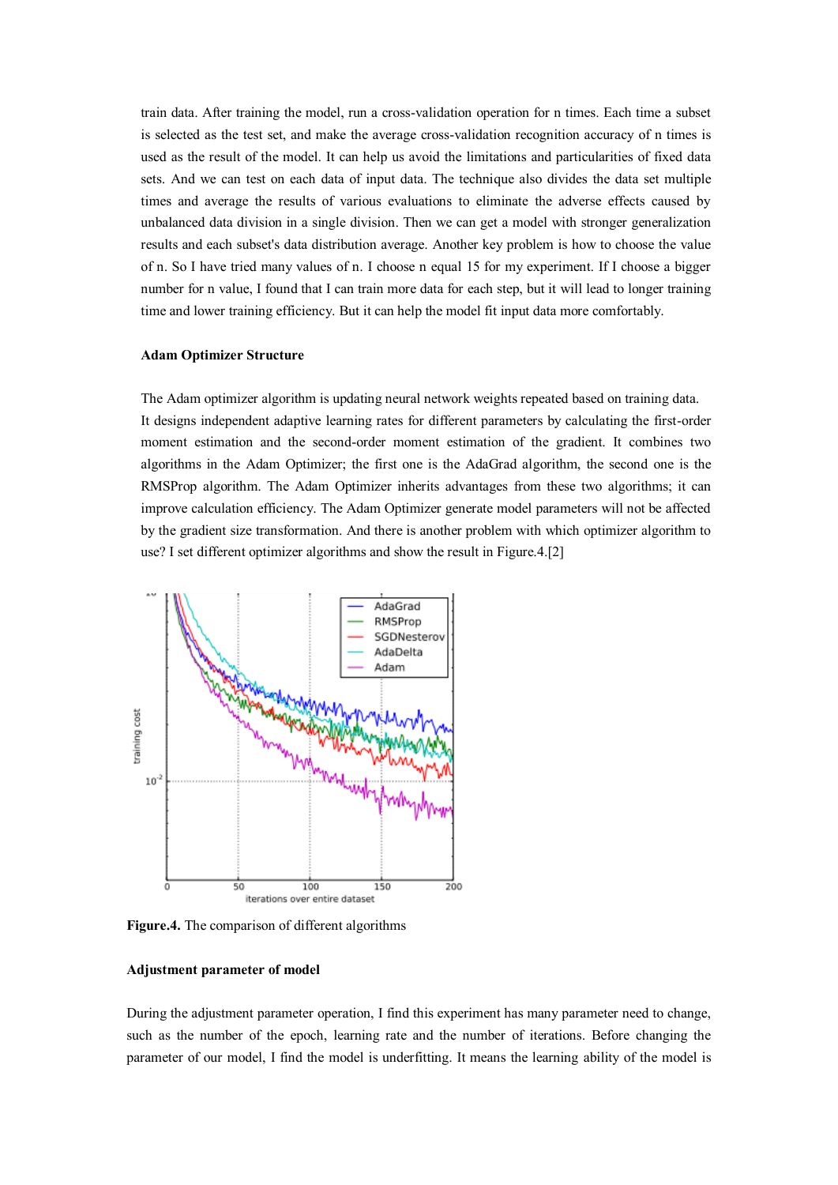train data. After training the model, run a cross-validation operation for n times. Each time a subset is selected as the test set, and make the average cross-validation recognition accuracy of n times is used as the result of the model. It can help us avoid the limitations and particularities of fixed data sets. And we can test on each data of input data. The technique also divides the data set multiple times and average the results of various evaluations to eliminate the adverse effects caused by unbalanced data division in a single division. Then we can get a model with stronger generalization results and each subset's data distribution average. Another key problem is how to choose the value of n. So I have tried many values of n. I choose n equal 15 for my experiment. If I choose a bigger number for n value, I found that I can train more data for each step, but it will lead to longer training time and lower training efficiency. But it can help the model fit input data more comfortably.

**Adam Optimizer Structure**

The Adam optimizer algorithm is updating neural network weights repeated based on training data. It designs independent adaptive learning rates for different parameters by calculating the first-order moment estimation and the second-order moment estimation of the gradient. It combines two algorithms in the Adam Optimizer; the first one is the AdaGrad algorithm, the second one is the RMSProp algorithm. The Adam Optimizer inherits advantages from these two algorithms; it can improve calculation efficiency. The Adam Optimizer generate model parameters will not be affected by the gradient size transformation. And there is another problem with which optimizer algorithm to use? I set different optimizer algorithms and show the result in Figure.4.[2]

**Figure.4.** The comparison of different algorithms

**Adjustment parameter of model**

During the adjustment parameter operation, I find this experiment has many parameter need to change, such as the number of the epoch, learning rate and the number of iterations. Before changing the parameter of our model, I find the model is underfitting. It means the learning ability of the model is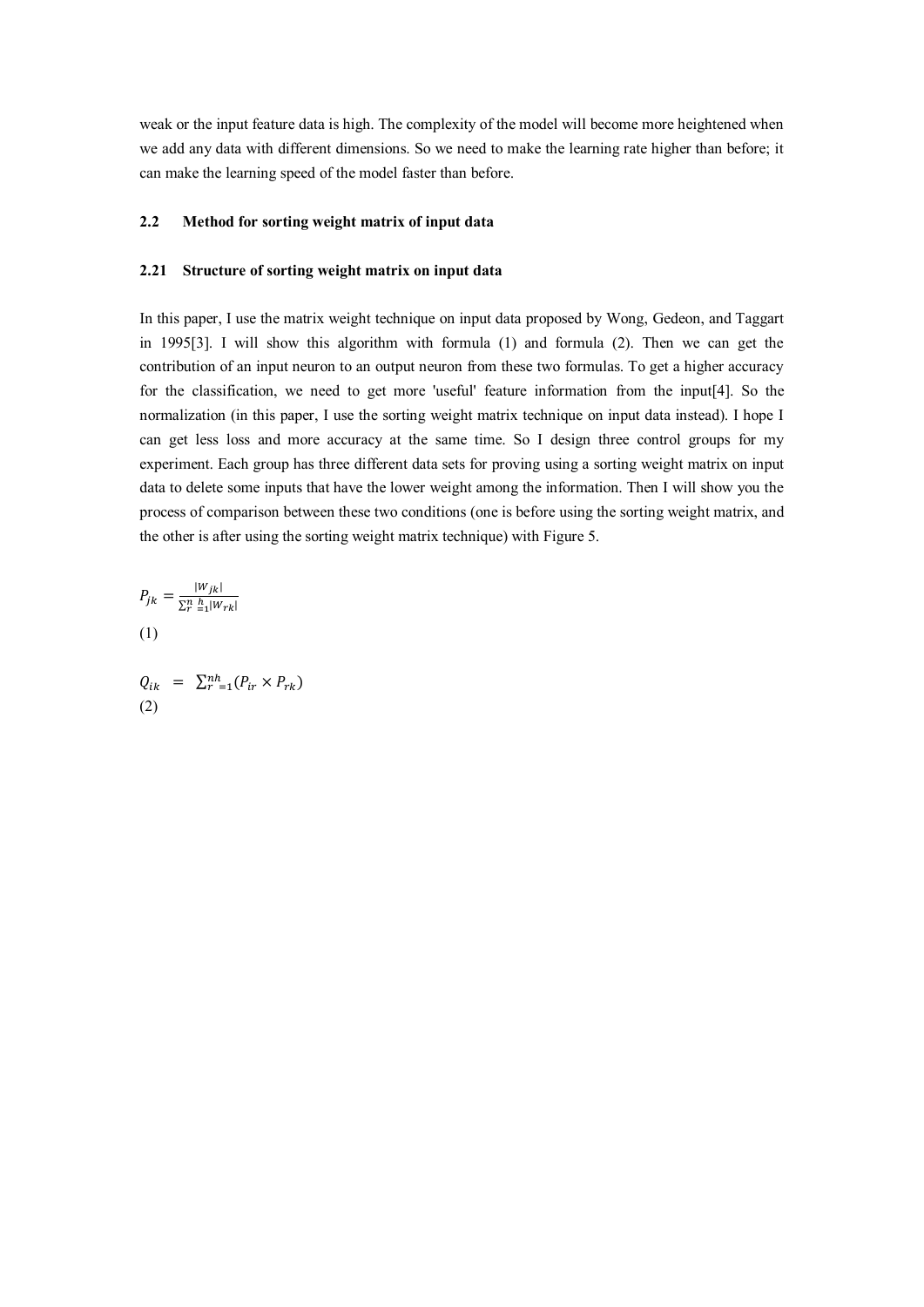weak or the input feature data is high. The complexity of the model will become more heightened when we add any data with different dimensions. So we need to make the learning rate higher than before; it can make the learning speed of the model faster than before.

## 2.2 Method for sorting weight matrix of input data

### 2.21 Structure of sorting weight matrix on input data

In this paper, I use the matrix weight technique on input data proposed by Wong, Gedeon, and Taggart in 1995[3]. I will show this algorithm with formula (1) and formula (2). Then we can get the contribution of an input neuron to an output neuron from these two formulas. To get a higher accuracy for the classification, we need to get more 'useful' feature information from the input[4]. So the normalization (in this paper, I use the sorting weight matrix technique on input data instead). I hope I can get less loss and more accuracy at the same time. So I design three control groups for my experiment. Each group has three different data sets for proving using a sorting weight matrix on input data to delete some inputs that have the lower weight among the information. Then I will show you the process of comparison between these two conditions (one is before using the sorting weight matrix, and the other is after using the sorting weight matrix technique) with Figure 5.

$$P_{jk} = \frac{|W_{jk}|}{\sum_{r=1}^{nh} |W_{rk}|}$$

(1)

$$Q_{ik} = \sum_{r=1}^{nh} (P_{ir} \times P_{rk})$$

(2)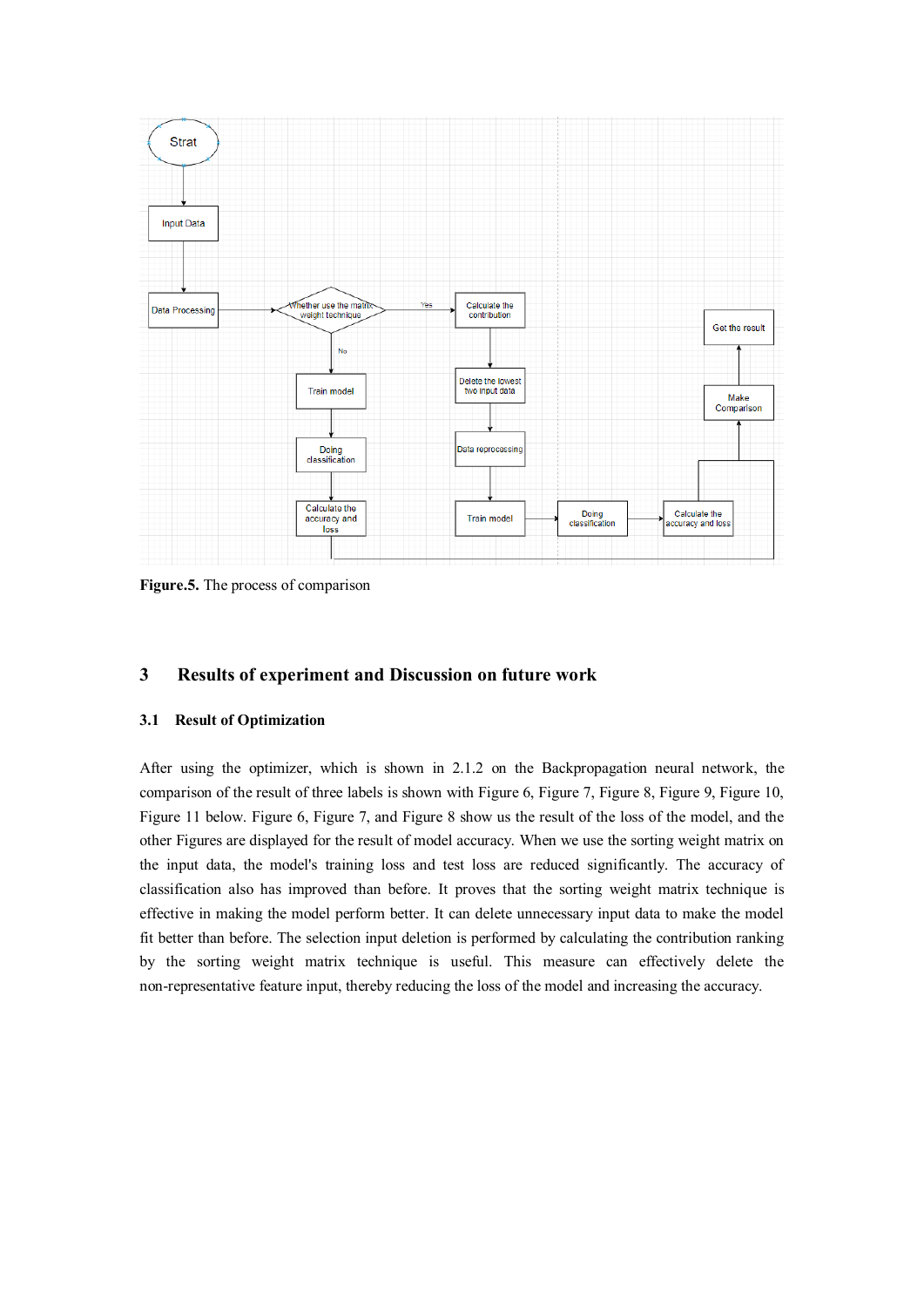**Figure.5.** The process of comparison

## 3 Results of experiment and Discussion on future work

### 3.1 Result of Optimization

After using the optimizer, which is shown in 2.1.2 on the Backpropagation neural network, the comparison of the result of three labels is shown with Figure 6, Figure 7, Figure 8, Figure 9, Figure 10, Figure 11 below. Figure 6, Figure 7, and Figure 8 show us the result of the loss of the model, and the other Figures are displayed for the result of model accuracy. When we use the sorting weight matrix on the input data, the model's training loss and test loss are reduced significantly. The accuracy of classification also has improved than before. It proves that the sorting weight matrix technique is effective in making the model perform better. It can delete unnecessary input data to make the model fit better than before. The selection input deletion is performed by calculating the contribution ranking by the sorting weight matrix technique is useful. This measure can effectively delete the non-representative feature input, thereby reducing the loss of the model and increasing the accuracy.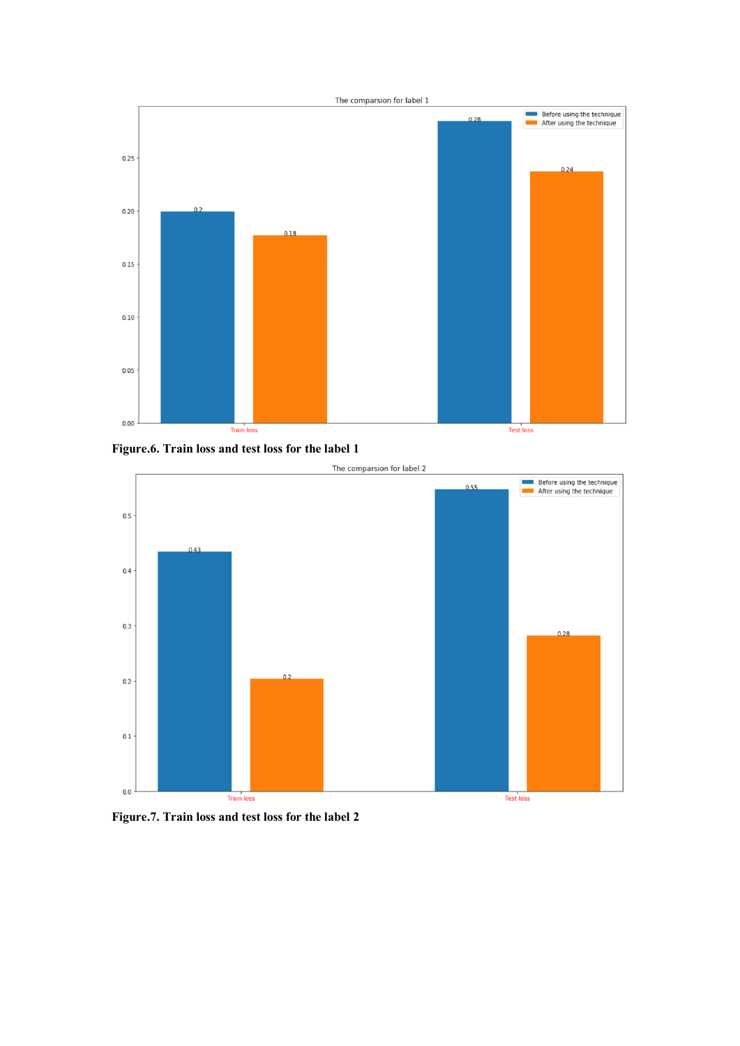Figure.6. Train loss and test loss for the label 1

Figure.7. Train loss and test loss for the label 2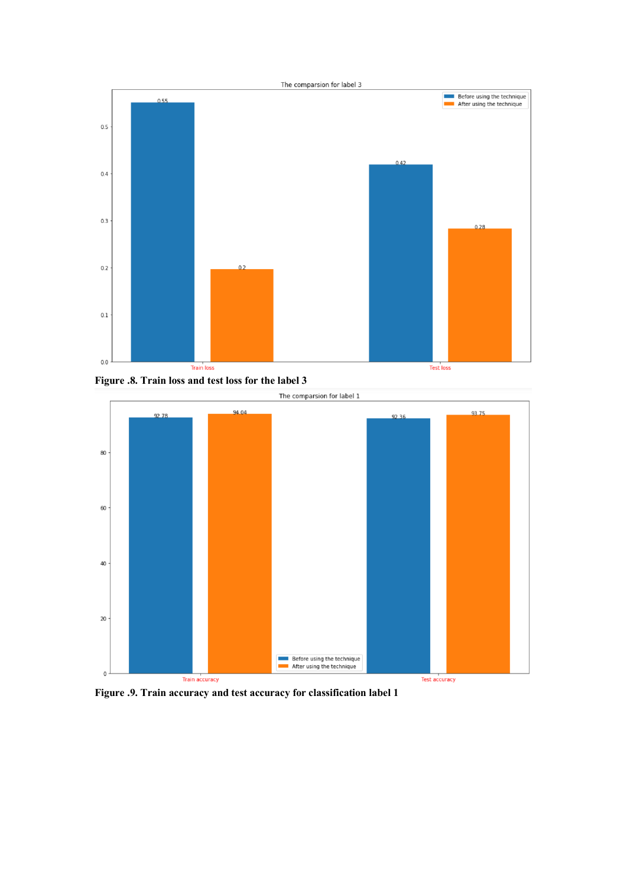Figure .8. Train loss and test loss for the label 3

Figure .9. Train accuracy and test accuracy for classification label 1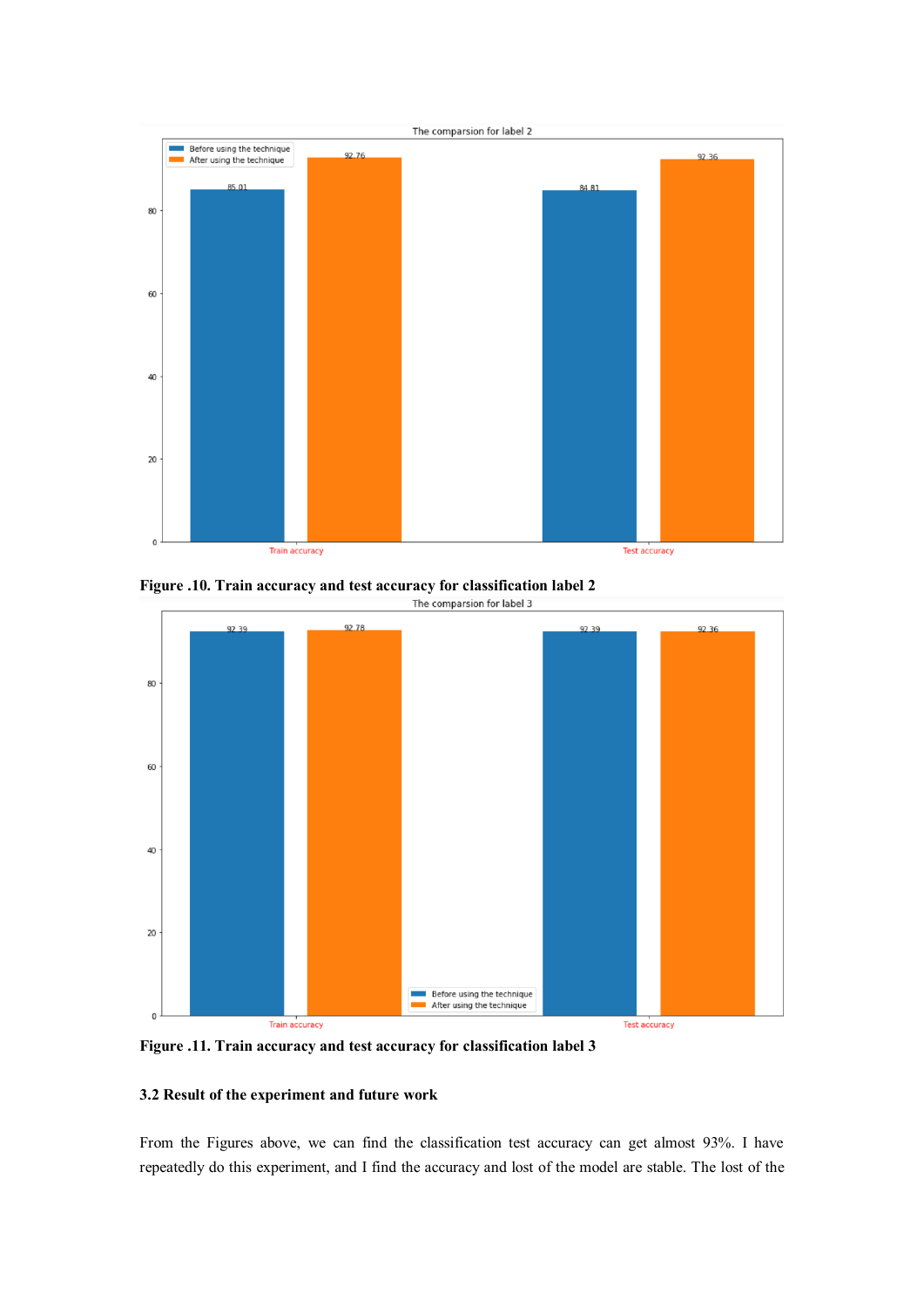Figure .10. Train accuracy and test accuracy for classification label 2

Figure .11. Train accuracy and test accuracy for classification label 3

### 3.2 Result of the experiment and future work

From the Figures above, we can find the classification test accuracy can get almost 93%. I have repeatedly do this experiment, and I find the accuracy and lost of the model are stable. The lost of the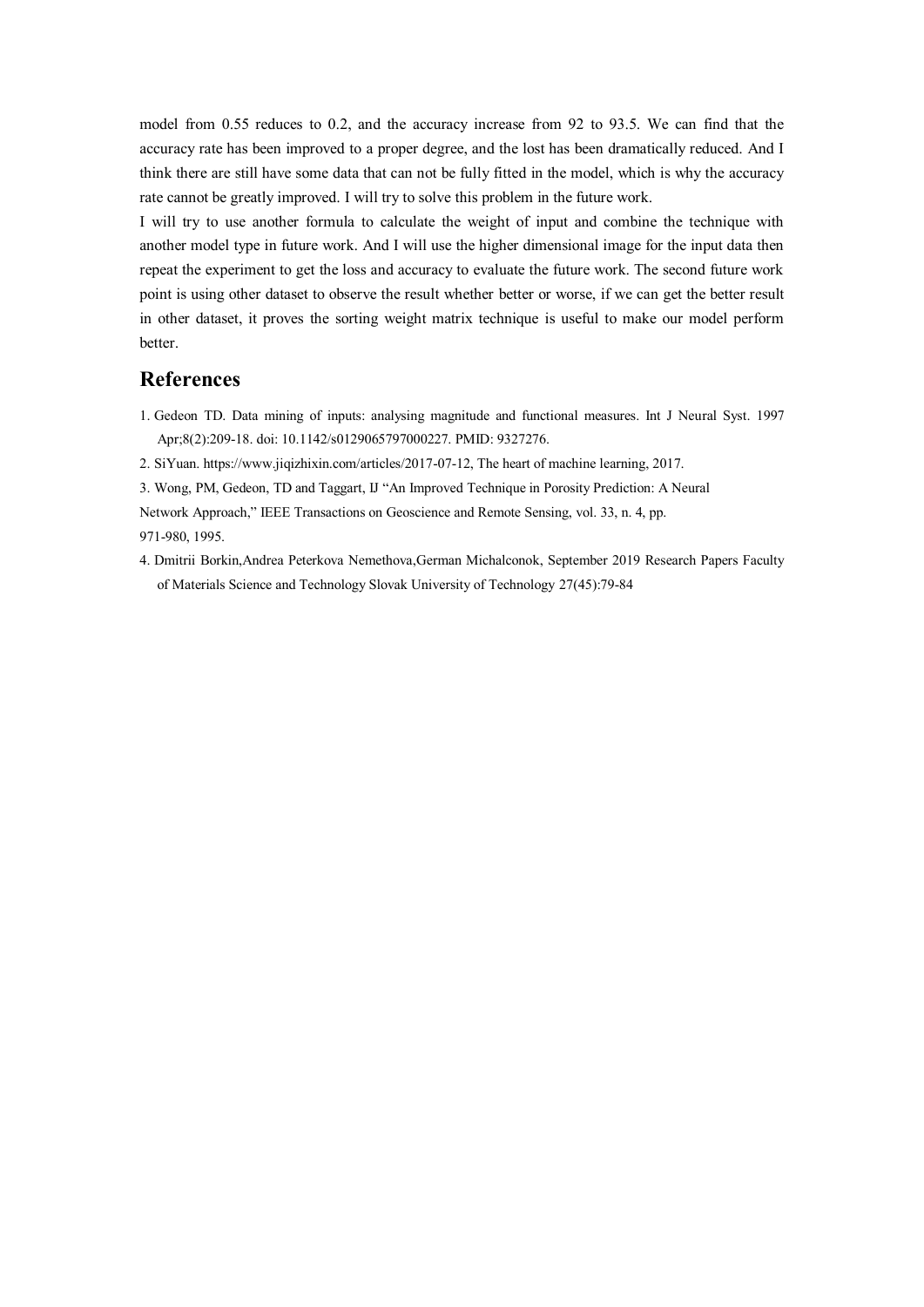model from 0.55 reduces to 0.2, and the accuracy increase from 92 to 93.5. We can find that the accuracy rate has been improved to a proper degree, and the lost has been dramatically reduced. And I think there are still have some data that can not be fully fitted in the model, which is why the accuracy rate cannot be greatly improved. I will try to solve this problem in the future work.

I will try to use another formula to calculate the weight of input and combine the technique with another model type in future work. And I will use the higher dimensional image for the input data then repeat the experiment to get the loss and accuracy to evaluate the future work. The second future work point is using other dataset to observe the result whether better or worse, if we can get the better result in other dataset, it proves the sorting weight matrix technique is useful to make our model perform better.

## References

1. Gedeon TD. Data mining of inputs: analysing magnitude and functional measures. Int J Neural Syst. 1997 Apr;8(2):209-18. doi: 10.1142/s0129065797000227. PMID: 9327276.
2. SiYuan. https://www.jiqizhixin.com/articles/2017-07-12, The heart of machine learning, 2017.
3. Wong, PM, Gedeon, TD and Taggart, IJ "An Improved Technique in Porosity Prediction: A Neural Network Approach," IEEE Transactions on Geoscience and Remote Sensing, vol. 33, n. 4, pp. 971-980, 1995.
4. Dmitrii Borkin,Andrea Peterkova Nemethova,German Michalconok, September 2019 Research Papers Faculty of Materials Science and Technology Slovak University of Technology 27(45):79-84